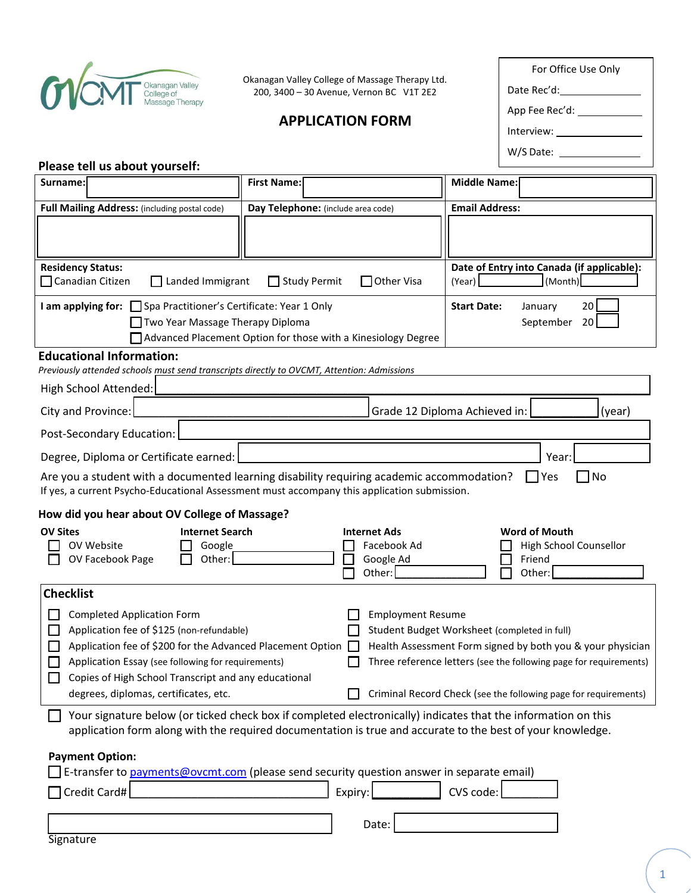Okanagan Valley College of Massage Therapy Ltd.
200, 3400 – 30 Avenue, Vernon BC V1T 2E2

# APPLICATION FORM

| For Office Use Only |
|---|
| Date Rec'd: ____________ |
| App Fee Rec'd: ____________ |
| Interview: ____________ |
| W/S Date: ____________ |

## Please tell us about yourself:

| **Surname:** | **First Name:** | **Middle Name:** |
|---|---|---|
| **Full Mailing Address:** (including postal code) | **Day Telephone:** (include area code) | **Email Address:** |
| **Residency Status:** ☐ Canadian Citizen ☐ Landed Immigrant ☐ Study Permit ☐ Other Visa | | **Date of Entry into Canada (if applicable):** (Year) ____ (Month) ____ |
| **I am applying for:** ☐ Spa Practitioner's Certificate: Year 1 Only ☐ Two Year Massage Therapy Diploma ☐ Advanced Placement Option for those with a Kinesiology Degree | | **Start Date:** January 20__ September 20__ |

## Educational Information:

*Previously attended schools must send transcripts directly to OVCMT, Attention: Admissions*

High School Attended: ____________

City and Province: ____________ Grade 12 Diploma Achieved in: ______ (year)

Post-Secondary Education: ____________

Degree, Diploma or Certificate earned: ____________ Year: ______

Are you a student with a documented learning disability requiring academic accommodation? ☐ Yes ☐ No

If yes, a current Psycho-Educational Assessment must accompany this application submission.

## How did you hear about OV College of Massage?

| OV Sites | Internet Search | Internet Ads | Word of Mouth |
|---|---|---|---|
| ☐ OV Website | ☐ Google | ☐ Facebook Ad | ☐ High School Counsellor |
| ☐ OV Facebook Page | ☐ Other: ______ | ☐ Google Ad | ☐ Friend |
| | | ☐ Other: ______ | ☐ Other: ______ |

## Checklist

- ☐ Completed Application Form
- ☐ Application fee of $125 (non-refundable)
- ☐ Application fee of $200 for the Advanced Placement Option
- ☐ Application Essay (see following for requirements)
- ☐ Copies of High School Transcript and any educational degrees, diplomas, certificates, etc.
- ☐ Employment Resume
- ☐ Student Budget Worksheet (completed in full)
- ☐ Health Assessment Form signed by both you & your physician
- ☐ Three reference letters (see the following page for requirements)
- ☐ Criminal Record Check (see the following page for requirements)

☐ Your signature below (or ticked check box if completed electronically) indicates that the information on this application form along with the required documentation is true and accurate to the best of your knowledge.

**Payment Option:**

☐ E-transfer to payments@ovcmt.com (please send security question answer in separate email)

☐ Credit Card# ____________ Expiry: ______ CVS code: ______

____________ Date: ____________

Signature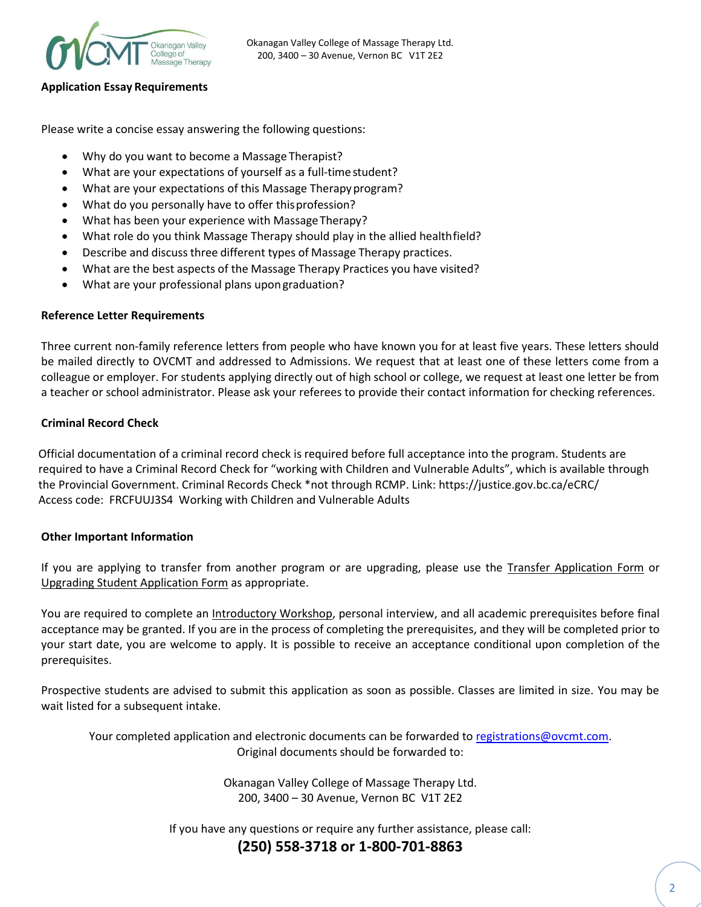Okanagan Valley College of Massage Therapy Ltd.
200, 3400 – 30 Avenue, Vernon BC V1T 2E2

**Application Essay Requirements**

Please write a concise essay answering the following questions:

- Why do you want to become a Massage Therapist?
- What are your expectations of yourself as a full-time student?
- What are your expectations of this Massage Therapy program?
- What do you personally have to offer this profession?
- What has been your experience with Massage Therapy?
- What role do you think Massage Therapy should play in the allied health field?
- Describe and discuss three different types of Massage Therapy practices.
- What are the best aspects of the Massage Therapy Practices you have visited?
- What are your professional plans upon graduation?

**Reference Letter Requirements**

Three current non-family reference letters from people who have known you for at least five years. These letters should be mailed directly to OVCMT and addressed to Admissions. We request that at least one of these letters come from a colleague or employer. For students applying directly out of high school or college, we request at least one letter be from a teacher or school administrator. Please ask your referees to provide their contact information for checking references.

**Criminal Record Check**

Official documentation of a criminal record check is required before full acceptance into the program. Students are required to have a Criminal Record Check for "working with Children and Vulnerable Adults", which is available through the Provincial Government. Criminal Records Check *not through RCMP. Link: https://justice.gov.bc.ca/eCRC/
Access code: FRCFUUJ3S4 Working with Children and Vulnerable Adults

**Other Important Information**

If you are applying to transfer from another program or are upgrading, please use the Transfer Application Form or Upgrading Student Application Form as appropriate.

You are required to complete an Introductory Workshop, personal interview, and all academic prerequisites before final acceptance may be granted. If you are in the process of completing the prerequisites, and they will be completed prior to your start date, you are welcome to apply. It is possible to receive an acceptance conditional upon completion of the prerequisites.

Prospective students are advised to submit this application as soon as possible. Classes are limited in size. You may be wait listed for a subsequent intake.

Your completed application and electronic documents can be forwarded to registrations@ovcmt.com.
Original documents should be forwarded to:

Okanagan Valley College of Massage Therapy Ltd.
200, 3400 – 30 Avenue, Vernon BC V1T 2E2

If you have any questions or require any further assistance, please call:

**(250) 558-3718 or 1-800-701-8863**